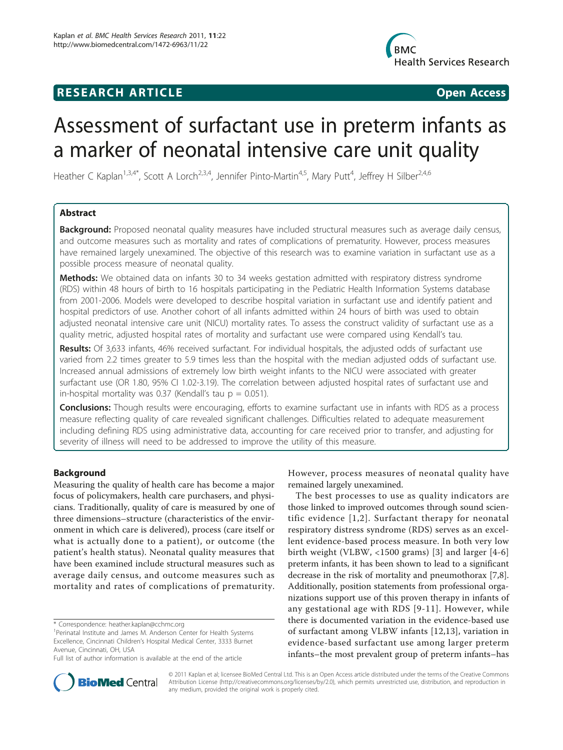**RESEARCH ARTICLE** **Open Access**

# Assessment of surfactant use in preterm infants as a marker of neonatal intensive care unit quality

Heather C Kaplan[1,3,4*], Scott A Lorch[2,3,4], Jennifer Pinto-Martin[4,5], Mary Putt[4], Jeffrey H Silber[2,4,6]

## Abstract

**Background:** Proposed neonatal quality measures have included structural measures such as average daily census, and outcome measures such as mortality and rates of complications of prematurity. However, process measures have remained largely unexamined. The objective of this research was to examine variation in surfactant use as a possible process measure of neonatal quality.

**Methods:** We obtained data on infants 30 to 34 weeks gestation admitted with respiratory distress syndrome (RDS) within 48 hours of birth to 16 hospitals participating in the Pediatric Health Information Systems database from 2001-2006. Models were developed to describe hospital variation in surfactant use and identify patient and hospital predictors of use. Another cohort of all infants admitted within 24 hours of birth was used to obtain adjusted neonatal intensive care unit (NICU) mortality rates. To assess the construct validity of surfactant use as a quality metric, adjusted hospital rates of mortality and surfactant use were compared using Kendall's tau.

**Results:** Of 3,633 infants, 46% received surfactant. For individual hospitals, the adjusted odds of surfactant use varied from 2.2 times greater to 5.9 times less than the hospital with the median adjusted odds of surfactant use. Increased annual admissions of extremely low birth weight infants to the NICU were associated with greater surfactant use (OR 1.80, 95% CI 1.02-3.19). The correlation between adjusted hospital rates of surfactant use and in-hospital mortality was 0.37 (Kendall's tau $p = 0.051$).

**Conclusions:** Though results were encouraging, efforts to examine surfactant use in infants with RDS as a process measure reflecting quality of care revealed significant challenges. Difficulties related to adequate measurement including defining RDS using administrative data, accounting for care received prior to transfer, and adjusting for severity of illness will need to be addressed to improve the utility of this measure.

## Background

Measuring the quality of health care has become a major focus of policymakers, health care purchasers, and physicians. Traditionally, quality of care is measured by one of three dimensions–structure (characteristics of the environment in which care is delivered), process (care itself or what is actually done to a patient), or outcome (the patient's health status). Neonatal quality measures that have been examined include structural measures such as average daily census, and outcome measures such as mortality and rates of complications of prematurity. However, process measures of neonatal quality have remained largely unexamined.

The best processes to use as quality indicators are those linked to improved outcomes through sound scientific evidence [1,2]. Surfactant therapy for neonatal respiratory distress syndrome (RDS) serves as an excellent evidence-based process measure. In both very low birth weight (VLBW, <1500 grams) [3] and larger [4-6] preterm infants, it has been shown to lead to a significant decrease in the risk of mortality and pneumothorax [7,8]. Additionally, position statements from professional organizations support use of this proven therapy in infants of any gestational age with RDS [9-11]. However, while there is documented variation in the evidence-based use of surfactant among VLBW infants [12,13], variation in evidence-based surfactant use among larger preterm infants–the most prevalent group of preterm infants–has

\* Correspondence: heather.kaplan@cchmc.org
[1]Perinatal Institute and James M. Anderson Center for Health Systems Excellence, Cincinnati Children's Hospital Medical Center, 3333 Burnet Avenue, Cincinnati, OH, USA
Full list of author information is available at the end of the article

© 2011 Kaplan et al; licensee BioMed Central Ltd. This is an Open Access article distributed under the terms of the Creative Commons Attribution License (http://creativecommons.org/licenses/by/2.0), which permits unrestricted use, distribution, and reproduction in any medium, provided the original work is properly cited.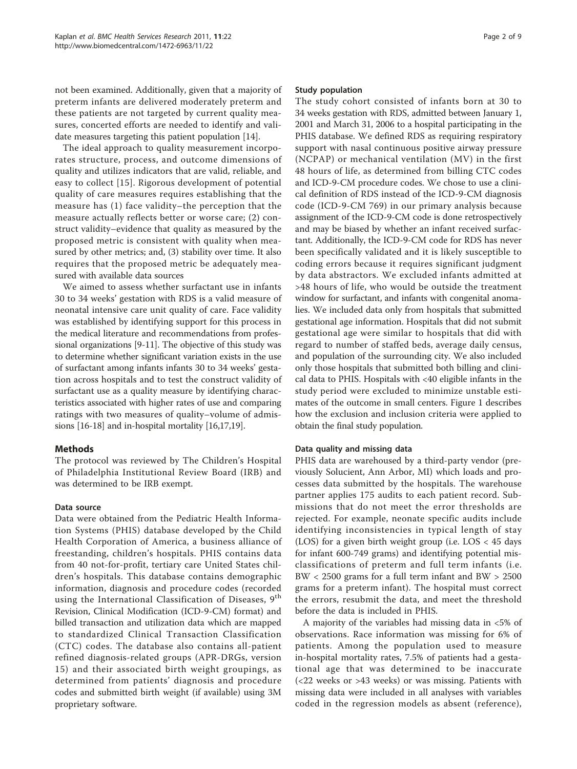not been examined. Additionally, given that a majority of preterm infants are delivered moderately preterm and these patients are not targeted by current quality measures, concerted efforts are needed to identify and validate measures targeting this patient population [14].

The ideal approach to quality measurement incorporates structure, process, and outcome dimensions of quality and utilizes indicators that are valid, reliable, and easy to collect [15]. Rigorous development of potential quality of care measures requires establishing that the measure has (1) face validity–the perception that the measure actually reflects better or worse care; (2) construct validity–evidence that quality as measured by the proposed metric is consistent with quality when measured by other metrics; and, (3) stability over time. It also requires that the proposed metric be adequately measured with available data sources

We aimed to assess whether surfactant use in infants 30 to 34 weeks' gestation with RDS is a valid measure of neonatal intensive care unit quality of care. Face validity was established by identifying support for this process in the medical literature and recommendations from professional organizations [9-11]. The objective of this study was to determine whether significant variation exists in the use of surfactant among infants infants 30 to 34 weeks' gestation across hospitals and to test the construct validity of surfactant use as a quality measure by identifying characteristics associated with higher rates of use and comparing ratings with two measures of quality–volume of admissions [16-18] and in-hospital mortality [16,17,19].

## Methods

The protocol was reviewed by The Children's Hospital of Philadelphia Institutional Review Board (IRB) and was determined to be IRB exempt.

### Data source

Data were obtained from the Pediatric Health Information Systems (PHIS) database developed by the Child Health Corporation of America, a business alliance of freestanding, children's hospitals. PHIS contains data from 40 not-for-profit, tertiary care United States children's hospitals. This database contains demographic information, diagnosis and procedure codes (recorded using the International Classification of Diseases, 9[th] Revision, Clinical Modification (ICD-9-CM) format) and billed transaction and utilization data which are mapped to standardized Clinical Transaction Classification (CTC) codes. The database also contains all-patient refined diagnosis-related groups (APR-DRGs, version 15) and their associated birth weight groupings, as determined from patients' diagnosis and procedure codes and submitted birth weight (if available) using 3M proprietary software.

### Study population

The study cohort consisted of infants born at 30 to 34 weeks gestation with RDS, admitted between January 1, 2001 and March 31, 2006 to a hospital participating in the PHIS database. We defined RDS as requiring respiratory support with nasal continuous positive airway pressure (NCPAP) or mechanical ventilation (MV) in the first 48 hours of life, as determined from billing CTC codes and ICD-9-CM procedure codes. We chose to use a clinical definition of RDS instead of the ICD-9-CM diagnosis code (ICD-9-CM 769) in our primary analysis because assignment of the ICD-9-CM code is done retrospectively and may be biased by whether an infant received surfactant. Additionally, the ICD-9-CM code for RDS has never been specifically validated and it is likely susceptible to coding errors because it requires significant judgment by data abstractors. We excluded infants admitted at >48 hours of life, who would be outside the treatment window for surfactant, and infants with congenital anomalies. We included data only from hospitals that submitted gestational age information. Hospitals that did not submit gestational age were similar to hospitals that did with regard to number of staffed beds, average daily census, and population of the surrounding city. We also included only those hospitals that submitted both billing and clinical data to PHIS. Hospitals with <40 eligible infants in the study period were excluded to minimize unstable estimates of the outcome in small centers. Figure 1 describes how the exclusion and inclusion criteria were applied to obtain the final study population.

### Data quality and missing data

PHIS data are warehoused by a third-party vendor (previously Solucient, Ann Arbor, MI) which loads and processes data submitted by the hospitals. The warehouse partner applies 175 audits to each patient record. Submissions that do not meet the error thresholds are rejected. For example, neonate specific audits include identifying inconsistencies in typical length of stay (LOS) for a given birth weight group (i.e. LOS < 45 days for infant 600-749 grams) and identifying potential misclassifications of preterm and full term infants (i.e. BW < 2500 grams for a full term infant and BW > 2500 grams for a preterm infant). The hospital must correct the errors, resubmit the data, and meet the threshold before the data is included in PHIS.

A majority of the variables had missing data in <5% of observations. Race information was missing for 6% of patients. Among the population used to measure in-hospital mortality rates, 7.5% of patients had a gestational age that was determined to be inaccurate (<22 weeks or >43 weeks) or was missing. Patients with missing data were included in all analyses with variables coded in the regression models as absent (reference),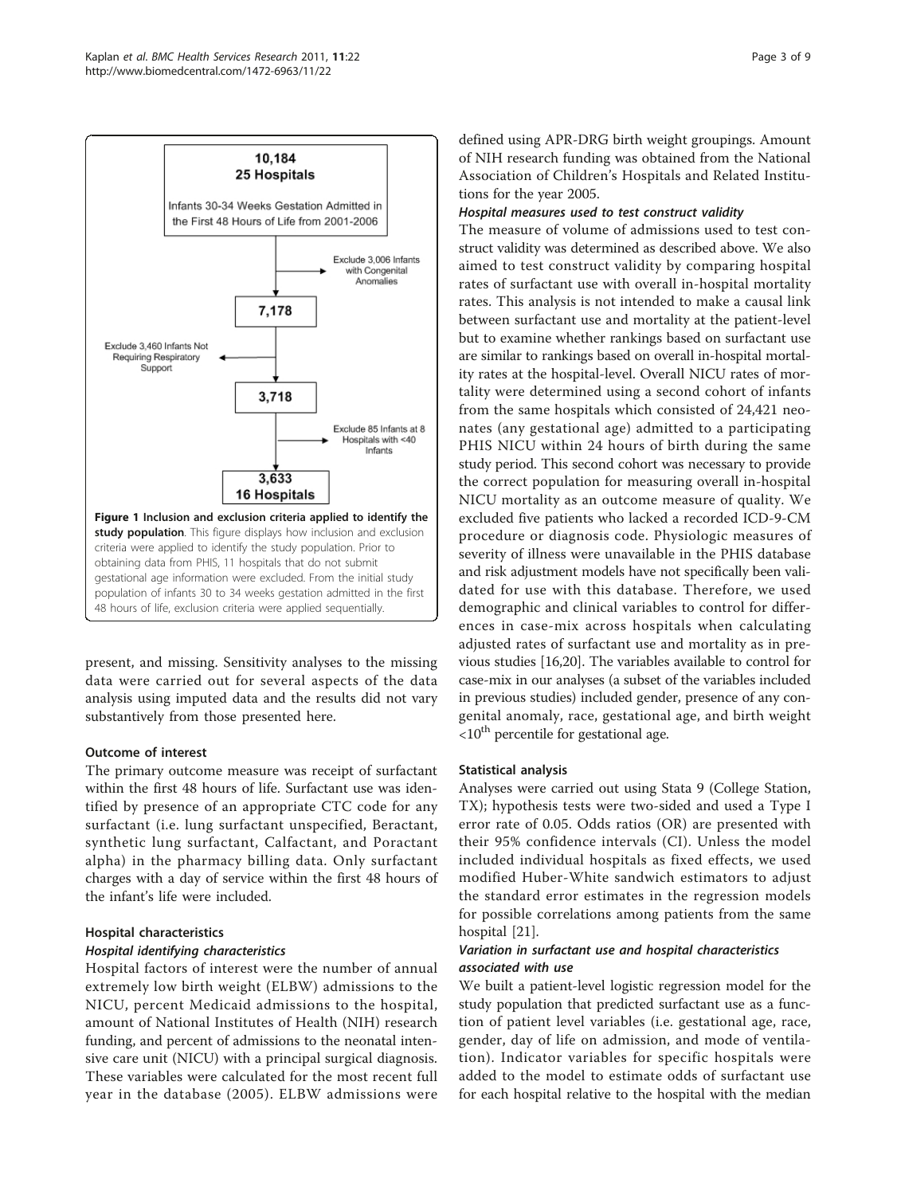10,184
25 Hospitals

Infants 30-34 Weeks Gestation Admitted in the First 48 Hours of Life from 2001-2006

Exclude 3,006 Infants with Congenital Anomalies

7,178

Exclude 3,460 Infants Not Requiring Respiratory Support

3,718

Exclude 85 Infants at 8 Hospitals with <40 Infants

3,633
16 Hospitals

**Figure 1 Inclusion and exclusion criteria applied to identify the study population**. This figure displays how inclusion and exclusion criteria were applied to identify the study population. Prior to obtaining data from PHIS, 11 hospitals that do not submit gestational age information were excluded. From the initial study population of infants 30 to 34 weeks gestation admitted in the first 48 hours of life, exclusion criteria were applied sequentially.

present, and missing. Sensitivity analyses to the missing data were carried out for several aspects of the data analysis using imputed data and the results did not vary substantively from those presented here.

### Outcome of interest

The primary outcome measure was receipt of surfactant within the first 48 hours of life. Surfactant use was identified by presence of an appropriate CTC code for any surfactant (i.e. lung surfactant unspecified, Beractant, synthetic lung surfactant, Calfactant, and Poractant alpha) in the pharmacy billing data. Only surfactant charges with a day of service within the first 48 hours of the infant's life were included.

### Hospital characteristics

#### *Hospital identifying characteristics*

Hospital factors of interest were the number of annual extremely low birth weight (ELBW) admissions to the NICU, percent Medicaid admissions to the hospital, amount of National Institutes of Health (NIH) research funding, and percent of admissions to the neonatal intensive care unit (NICU) with a principal surgical diagnosis. These variables were calculated for the most recent full year in the database (2005). ELBW admissions were defined using APR-DRG birth weight groupings. Amount of NIH research funding was obtained from the National Association of Children's Hospitals and Related Institutions for the year 2005.

#### *Hospital measures used to test construct validity*

The measure of volume of admissions used to test construct validity was determined as described above. We also aimed to test construct validity by comparing hospital rates of surfactant use with overall in-hospital mortality rates. This analysis is not intended to make a causal link between surfactant use and mortality at the patient-level but to examine whether rankings based on surfactant use are similar to rankings based on overall in-hospital mortality rates at the hospital-level. Overall NICU rates of mortality were determined using a second cohort of infants from the same hospitals which consisted of 24,421 neonates (any gestational age) admitted to a participating PHIS NICU within 24 hours of birth during the same study period. This second cohort was necessary to provide the correct population for measuring overall in-hospital NICU mortality as an outcome measure of quality. We excluded five patients who lacked a recorded ICD-9-CM procedure or diagnosis code. Physiologic measures of severity of illness were unavailable in the PHIS database and risk adjustment models have not specifically been validated for use with this database. Therefore, we used demographic and clinical variables to control for differences in case-mix across hospitals when calculating adjusted rates of surfactant use and mortality as in previous studies [16,20]. The variables available to control for case-mix in our analyses (a subset of the variables included in previous studies) included gender, presence of any congenital anomaly, race, gestational age, and birth weight $<10^{th}$ percentile for gestational age.

### Statistical analysis

Analyses were carried out using Stata 9 (College Station, TX); hypothesis tests were two-sided and used a Type I error rate of 0.05. Odds ratios (OR) are presented with their 95% confidence intervals (CI). Unless the model included individual hospitals as fixed effects, we used modified Huber-White sandwich estimators to adjust the standard error estimates in the regression models for possible correlations among patients from the same hospital [21].

#### *Variation in surfactant use and hospital characteristics associated with use*

We built a patient-level logistic regression model for the study population that predicted surfactant use as a function of patient level variables (i.e. gestational age, race, gender, day of life on admission, and mode of ventilation). Indicator variables for specific hospitals were added to the model to estimate odds of surfactant use for each hospital relative to the hospital with the median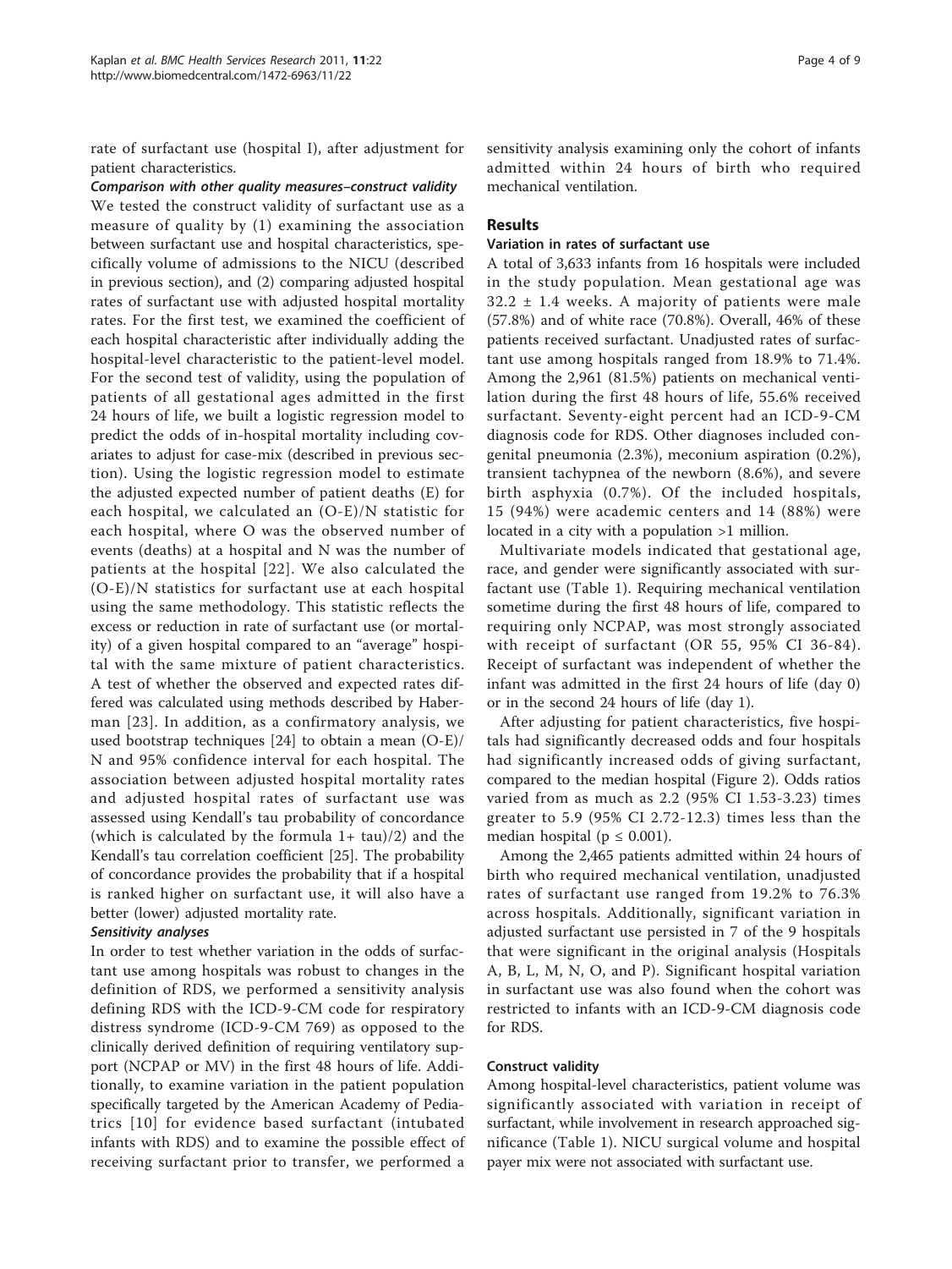rate of surfactant use (hospital I), after adjustment for patient characteristics.

***Comparison with other quality measures–construct validity***

We tested the construct validity of surfactant use as a measure of quality by (1) examining the association between surfactant use and hospital characteristics, specifically volume of admissions to the NICU (described in previous section), and (2) comparing adjusted hospital rates of surfactant use with adjusted hospital mortality rates. For the first test, we examined the coefficient of each hospital characteristic after individually adding the hospital-level characteristic to the patient-level model. For the second test of validity, using the population of patients of all gestational ages admitted in the first 24 hours of life, we built a logistic regression model to predict the odds of in-hospital mortality including covariates to adjust for case-mix (described in previous section). Using the logistic regression model to estimate the adjusted expected number of patient deaths (E) for each hospital, we calculated an (O-E)/N statistic for each hospital, where O was the observed number of events (deaths) at a hospital and N was the number of patients at the hospital [22]. We also calculated the (O-E)/N statistics for surfactant use at each hospital using the same methodology. This statistic reflects the excess or reduction in rate of surfactant use (or mortality) of a given hospital compared to an "average" hospital with the same mixture of patient characteristics. A test of whether the observed and expected rates differed was calculated using methods described by Haberman [23]. In addition, as a confirmatory analysis, we used bootstrap techniques [24] to obtain a mean (O-E)/N and 95% confidence interval for each hospital. The association between adjusted hospital mortality rates and adjusted hospital rates of surfactant use was assessed using Kendall's tau probability of concordance (which is calculated by the formula $(1+\tau)/2$) and the Kendall's tau correlation coefficient [25]. The probability of concordance provides the probability that if a hospital is ranked higher on surfactant use, it will also have a better (lower) adjusted mortality rate.

***Sensitivity analyses***

In order to test whether variation in the odds of surfactant use among hospitals was robust to changes in the definition of RDS, we performed a sensitivity analysis defining RDS with the ICD-9-CM code for respiratory distress syndrome (ICD-9-CM 769) as opposed to the clinically derived definition of requiring ventilatory support (NCPAP or MV) in the first 48 hours of life. Additionally, to examine variation in the patient population specifically targeted by the American Academy of Pediatrics [10] for evidence based surfactant (intubated infants with RDS) and to examine the possible effect of receiving surfactant prior to transfer, we performed a sensitivity analysis examining only the cohort of infants admitted within 24 hours of birth who required mechanical ventilation.

## Results

### Variation in rates of surfactant use

A total of 3,633 infants from 16 hospitals were included in the study population. Mean gestational age was $32.2 \pm 1.4$ weeks. A majority of patients were male (57.8%) and of white race (70.8%). Overall, 46% of these patients received surfactant. Unadjusted rates of surfactant use among hospitals ranged from 18.9% to 71.4%. Among the 2,961 (81.5%) patients on mechanical ventilation during the first 48 hours of life, 55.6% received surfactant. Seventy-eight percent had an ICD-9-CM diagnosis code for RDS. Other diagnoses included congenital pneumonia (2.3%), meconium aspiration (0.2%), transient tachypnea of the newborn (8.6%), and severe birth asphyxia (0.7%). Of the included hospitals, 15 (94%) were academic centers and 14 (88%) were located in a city with a population >1 million.

Multivariate models indicated that gestational age, race, and gender were significantly associated with surfactant use (Table 1). Requiring mechanical ventilation sometime during the first 48 hours of life, compared to requiring only NCPAP, was most strongly associated with receipt of surfactant (OR 55, 95% CI 36-84). Receipt of surfactant was independent of whether the infant was admitted in the first 24 hours of life (day 0) or in the second 24 hours of life (day 1).

After adjusting for patient characteristics, five hospitals had significantly decreased odds and four hospitals had significantly increased odds of giving surfactant, compared to the median hospital (Figure 2). Odds ratios varied from as much as 2.2 (95% CI 1.53-3.23) times greater to 5.9 (95% CI 2.72-12.3) times less than the median hospital ($p \leq 0.001$).

Among the 2,465 patients admitted within 24 hours of birth who required mechanical ventilation, unadjusted rates of surfactant use ranged from 19.2% to 76.3% across hospitals. Additionally, significant variation in adjusted surfactant use persisted in 7 of the 9 hospitals that were significant in the original analysis (Hospitals A, B, L, M, N, O, and P). Significant hospital variation in surfactant use was also found when the cohort was restricted to infants with an ICD-9-CM diagnosis code for RDS.

### Construct validity

Among hospital-level characteristics, patient volume was significantly associated with variation in receipt of surfactant, while involvement in research approached significance (Table 1). NICU surgical volume and hospital payer mix were not associated with surfactant use.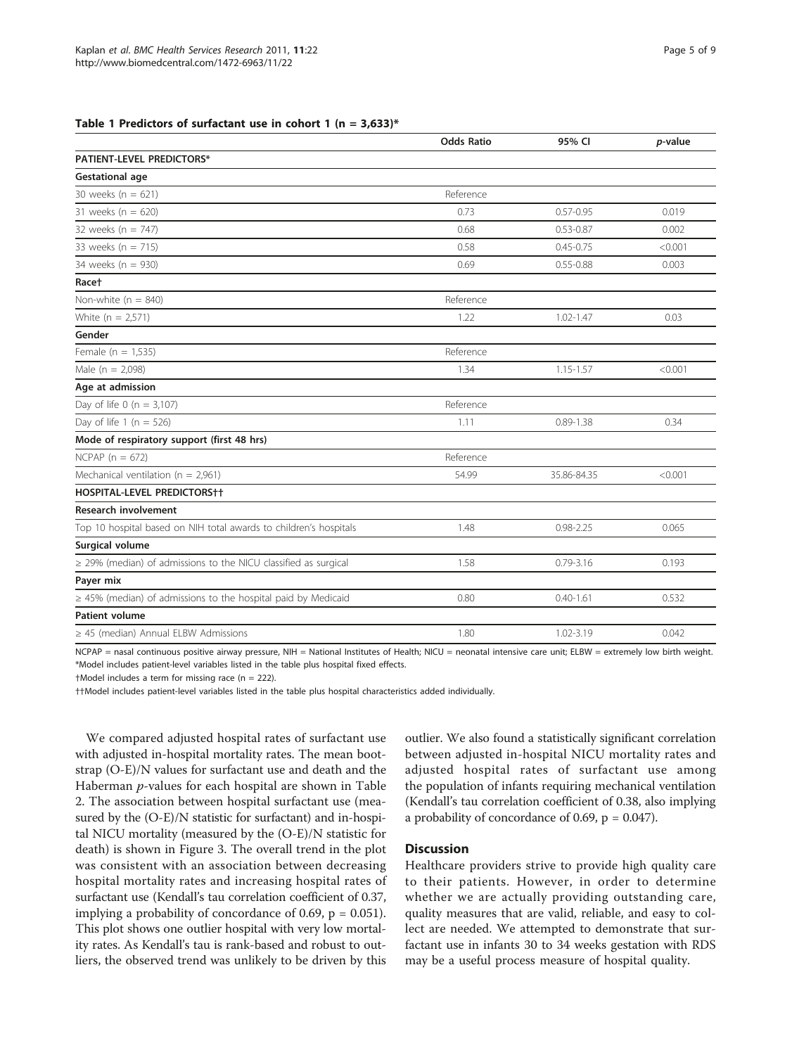**Table 1 Predictors of surfactant use in cohort 1 (n = 3,633)***

| | Odds Ratio | 95% CI | *p*-value |
|---|---|---|---|
| **PATIENT-LEVEL PREDICTORS*** | | | |
| **Gestational age** | | | |
| 30 weeks (n = 621) | Reference | | |
| 31 weeks (n = 620) | 0.73 | 0.57-0.95 | 0.019 |
| 32 weeks (n = 747) | 0.68 | 0.53-0.87 | 0.002 |
| 33 weeks (n = 715) | 0.58 | 0.45-0.75 | <0.001 |
| 34 weeks (n = 930) | 0.69 | 0.55-0.88 | 0.003 |
| **Race†** | | | |
| Non-white (n = 840) | Reference | | |
| White (n = 2,571) | 1.22 | 1.02-1.47 | 0.03 |
| **Gender** | | | |
| Female (n = 1,535) | Reference | | |
| Male (n = 2,098) | 1.34 | 1.15-1.57 | <0.001 |
| **Age at admission** | | | |
| Day of life 0 (n = 3,107) | Reference | | |
| Day of life 1 (n = 526) | 1.11 | 0.89-1.38 | 0.34 |
| **Mode of respiratory support (first 48 hrs)** | | | |
| NCPAP (n = 672) | Reference | | |
| Mechanical ventilation (n = 2,961) | 54.99 | 35.86-84.35 | <0.001 |
| **HOSPITAL-LEVEL PREDICTORS††** | | | |
| **Research involvement** | | | |
| Top 10 hospital based on NIH total awards to children's hospitals | 1.48 | 0.98-2.25 | 0.065 |
| **Surgical volume** | | | |
| ≥ 29% (median) of admissions to the NICU classified as surgical | 1.58 | 0.79-3.16 | 0.193 |
| **Payer mix** | | | |
| ≥ 45% (median) of admissions to the hospital paid by Medicaid | 0.80 | 0.40-1.61 | 0.532 |
| **Patient volume** | | | |
| ≥ 45 (median) Annual ELBW Admissions | 1.80 | 1.02-3.19 | 0.042 |

NCPAP = nasal continuous positive airway pressure, NIH = National Institutes of Health; NICU = neonatal intensive care unit; ELBW = extremely low birth weight.
*Model includes patient-level variables listed in the table plus hospital fixed effects.
†Model includes a term for missing race (n = 222).
††Model includes patient-level variables listed in the table plus hospital characteristics added individually.

We compared adjusted hospital rates of surfactant use with adjusted in-hospital mortality rates. The mean bootstrap (O-E)/N values for surfactant use and death and the Haberman *p*-values for each hospital are shown in Table 2. The association between hospital surfactant use (measured by the (O-E)/N statistic for surfactant) and in-hospital NICU mortality (measured by the (O-E)/N statistic for death) is shown in Figure 3. The overall trend in the plot was consistent with an association between decreasing hospital mortality rates and increasing hospital rates of surfactant use (Kendall's tau correlation coefficient of 0.37, implying a probability of concordance of 0.69, $p = 0.051$). This plot shows one outlier hospital with very low mortality rates. As Kendall's tau is rank-based and robust to outliers, the observed trend was unlikely to be driven by this outlier. We also found a statistically significant correlation between adjusted in-hospital NICU mortality rates and adjusted hospital rates of surfactant use among the population of infants requiring mechanical ventilation (Kendall's tau correlation coefficient of 0.38, also implying a probability of concordance of 0.69, $p = 0.047$).

## Discussion

Healthcare providers strive to provide high quality care to their patients. However, in order to determine whether we are actually providing outstanding care, quality measures that are valid, reliable, and easy to collect are needed. We attempted to demonstrate that surfactant use in infants 30 to 34 weeks gestation with RDS may be a useful process measure of hospital quality.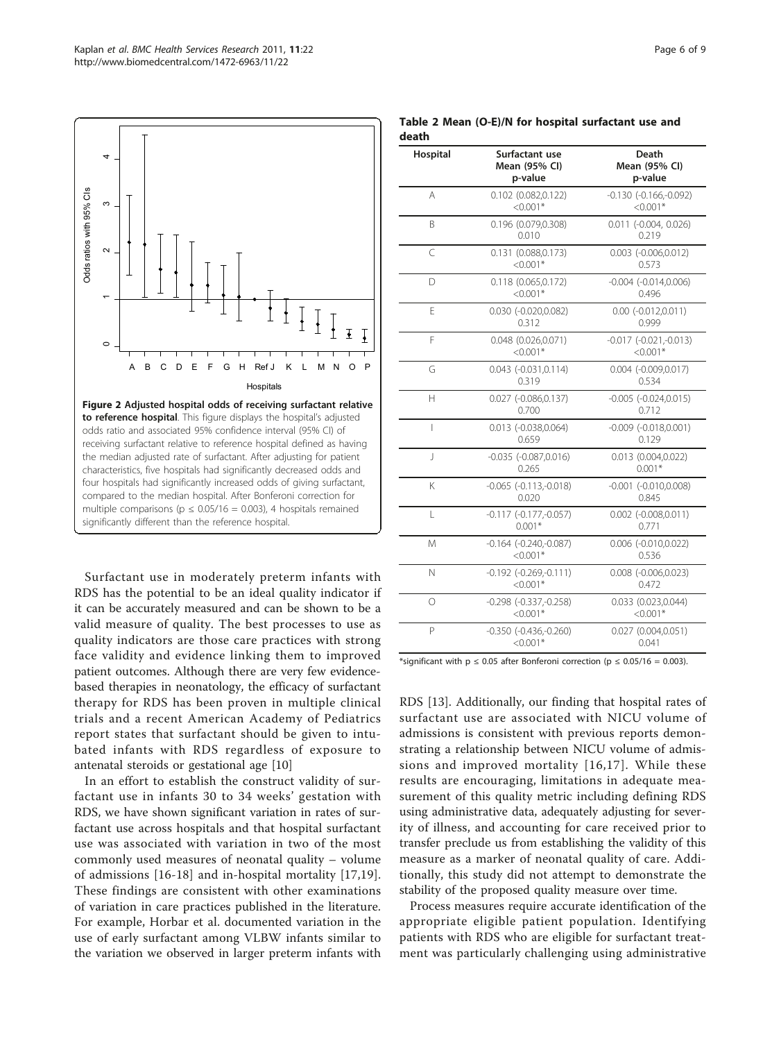**Figure 2 Adjusted hospital odds of receiving surfactant relative to reference hospital**. This figure displays the hospital's adjusted odds ratio and associated 95% confidence interval (95% CI) of receiving surfactant relative to reference hospital defined as having the median adjusted rate of surfactant. After adjusting for patient characteristics, five hospitals had significantly decreased odds and four hospitals had significantly increased odds of giving surfactant, compared to the median hospital. After Bonferoni correction for multiple comparisons ($p \leq 0.05/16 = 0.003$), 4 hospitals remained significantly different than the reference hospital.

**Table 2 Mean (O-E)/N for hospital surfactant use and death**

| Hospital | Surfactant use Mean (95% CI) p-value | Death Mean (95% CI) p-value |
|---|---|---|
| A | 0.102 (0.082,0.122) <0.001* | -0.130 (-0.166,-0.092) <0.001* |
| B | 0.196 (0.079,0.308) 0.010 | 0.011 (-0.004, 0.026) 0.219 |
| C | 0.131 (0.088,0.173) <0.001* | 0.003 (-0.006,0.012) 0.573 |
| D | 0.118 (0.065,0.172) <0.001* | -0.004 (-0.014,0.006) 0.496 |
| E | 0.030 (-0.020,0.082) 0.312 | 0.00 (-0.012,0.011) 0.999 |
| F | 0.048 (0.026,0.071) <0.001* | -0.017 (-0.021,-0.013) <0.001* |
| G | 0.043 (-0.031,0.114) 0.319 | 0.004 (-0.009,0.017) 0.534 |
| H | 0.027 (-0.086,0.137) 0.700 | -0.005 (-0.024,0.015) 0.712 |
| I | 0.013 (-0.038,0.064) 0.659 | -0.009 (-0.018,0.001) 0.129 |
| J | -0.035 (-0.087,0.016) 0.265 | 0.013 (0.004,0.022) 0.001* |
| K | -0.065 (-0.113,-0.018) 0.020 | -0.001 (-0.010,0.008) 0.845 |
| L | -0.117 (-0.177,-0.057) 0.001* | 0.002 (-0.008,0.011) 0.771 |
| M | -0.164 (-0.240,-0.087) <0.001* | 0.006 (-0.010,0.022) 0.536 |
| N | -0.192 (-0.269,-0.111) <0.001* | 0.008 (-0.006,0.023) 0.472 |
| O | -0.298 (-0.337,-0.258) <0.001* | 0.033 (0.023,0.044) <0.001* |
| P | -0.350 (-0.436,-0.260) <0.001* | 0.027 (0.004,0.051) 0.041 |

*significant with $p \leq 0.05$ after Bonferroni correction ($p \leq 0.05/16 = 0.003$).

Surfactant use in moderately preterm infants with RDS has the potential to be an ideal quality indicator if it can be accurately measured and can be shown to be a valid measure of quality. The best processes to use as quality indicators are those care practices with strong face validity and evidence linking them to improved patient outcomes. Although there are very few evidence-based therapies in neonatology, the efficacy of surfactant therapy for RDS has been proven in multiple clinical trials and a recent American Academy of Pediatrics report states that surfactant should be given to intubated infants with RDS regardless of exposure to antenatal steroids or gestational age [10]

In an effort to establish the construct validity of surfactant use in infants 30 to 34 weeks' gestation with RDS, we have shown significant variation in rates of surfactant use across hospitals and that hospital surfactant use was associated with variation in two of the most commonly used measures of neonatal quality – volume of admissions [16-18] and in-hospital mortality [17,19]. These findings are consistent with other examinations of variation in care practices published in the literature. For example, Horbar et al. documented variation in the use of early surfactant among VLBW infants similar to the variation we observed in larger preterm infants with RDS [13]. Additionally, our finding that hospital rates of surfactant use are associated with NICU volume of admissions is consistent with previous reports demonstrating a relationship between NICU volume of admissions and improved mortality [16,17]. While these results are encouraging, limitations in adequate measurement of this quality metric including defining RDS using administrative data, adequately adjusting for severity of illness, and accounting for care received prior to transfer preclude us from establishing the validity of this measure as a marker of neonatal quality of care. Additionally, this study did not attempt to demonstrate the stability of the proposed quality measure over time.

Process measures require accurate identification of the appropriate eligible patient population. Identifying patients with RDS who are eligible for surfactant treatment was particularly challenging using administrative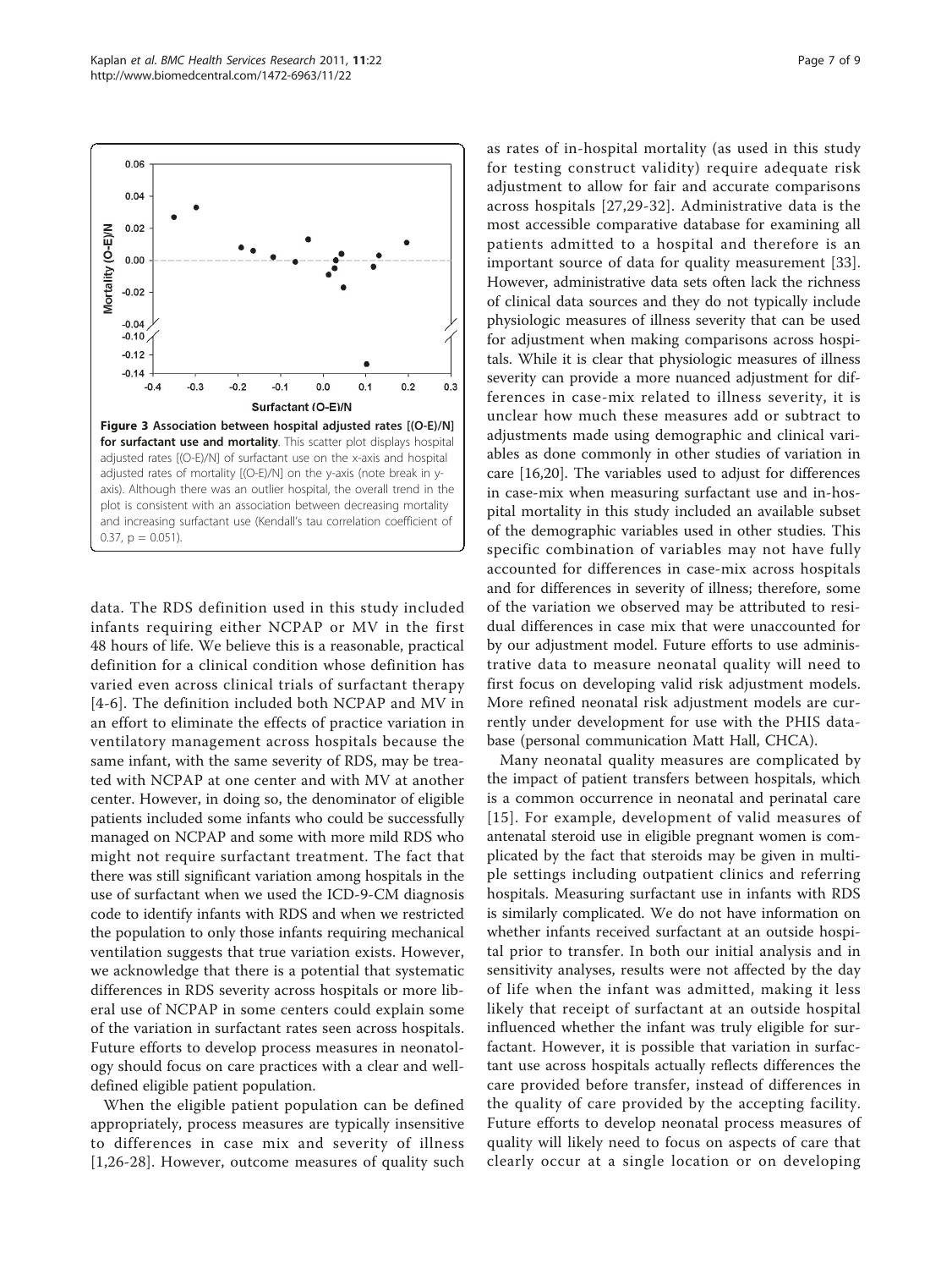0.06
0.04
0.02
0.00
-0.02
-0.04
-0.10
-0.12
-0.14

Mortality (O-E)/N

-0.4 -0.3 -0.2 -0.1 0.0 0.1 0.2 0.3

Surfactant (O-E)/N

**Figure 3 Association between hospital adjusted rates [(O-E)/N] for surfactant use and mortality**. This scatter plot displays hospital adjusted rates [(O-E)/N] of surfactant use on the x-axis and hospital adjusted rates of mortality [(O-E)/N] on the y-axis (note break in y-axis). Although there was an outlier hospital, the overall trend in the plot is consistent with an association between decreasing mortality and increasing surfactant use (Kendall's tau correlation coefficient of 0.37, p = 0.051).

data. The RDS definition used in this study included infants requiring either NCPAP or MV in the first 48 hours of life. We believe this is a reasonable, practical definition for a clinical condition whose definition has varied even across clinical trials of surfactant therapy [4-6]. The definition included both NCPAP and MV in an effort to eliminate the effects of practice variation in ventilatory management across hospitals because the same infant, with the same severity of RDS, may be treated with NCPAP at one center and with MV at another center. However, in doing so, the denominator of eligible patients included some infants who could be successfully managed on NCPAP and some with more mild RDS who might not require surfactant treatment. The fact that there was still significant variation among hospitals in the use of surfactant when we used the ICD-9-CM diagnosis code to identify infants with RDS and when we restricted the population to only those infants requiring mechanical ventilation suggests that true variation exists. However, we acknowledge that there is a potential that systematic differences in RDS severity across hospitals or more liberal use of NCPAP in some centers could explain some of the variation in surfactant rates seen across hospitals. Future efforts to develop process measures in neonatology should focus on care practices with a clear and well-defined eligible patient population.

When the eligible patient population can be defined appropriately, process measures are typically insensitive to differences in case mix and severity of illness [1,26-28]. However, outcome measures of quality such as rates of in-hospital mortality (as used in this study for testing construct validity) require adequate risk adjustment to allow for fair and accurate comparisons across hospitals [27,29-32]. Administrative data is the most accessible comparative database for examining all patients admitted to a hospital and therefore is an important source of data for quality measurement [33]. However, administrative data sets often lack the richness of clinical data sources and they do not typically include physiologic measures of illness severity that can be used for adjustment when making comparisons across hospitals. While it is clear that physiologic measures of illness severity can provide a more nuanced adjustment for differences in case-mix related to illness severity, it is unclear how much these measures add or subtract to adjustments made using demographic and clinical variables as done commonly in other studies of variation in care [16,20]. The variables used to adjust for differences in case-mix when measuring surfactant use and in-hospital mortality in this study included an available subset of the demographic variables used in other studies. This specific combination of variables may not have fully accounted for differences in case-mix across hospitals and for differences in severity of illness; therefore, some of the variation we observed may be attributed to residual differences in case mix that were unaccounted for by our adjustment model. Future efforts to use administrative data to measure neonatal quality will need to first focus on developing valid risk adjustment models. More refined neonatal risk adjustment models are currently under development for use with the PHIS database (personal communication Matt Hall, CHCA).

Many neonatal quality measures are complicated by the impact of patient transfers between hospitals, which is a common occurrence in neonatal and perinatal care [15]. For example, development of valid measures of antenatal steroid use in eligible pregnant women is complicated by the fact that steroids may be given in multiple settings including outpatient clinics and referring hospitals. Measuring surfactant use in infants with RDS is similarly complicated. We do not have information on whether infants received surfactant at an outside hospital prior to transfer. In both our initial analysis and in sensitivity analyses, results were not affected by the day of life when the infant was admitted, making it less likely that receipt of surfactant at an outside hospital influenced whether the infant was truly eligible for surfactant. However, it is possible that variation in surfactant use across hospitals actually reflects differences the care provided before transfer, instead of differences in the quality of care provided by the accepting facility. Future efforts to develop neonatal process measures of quality will likely need to focus on aspects of care that clearly occur at a single location or on developing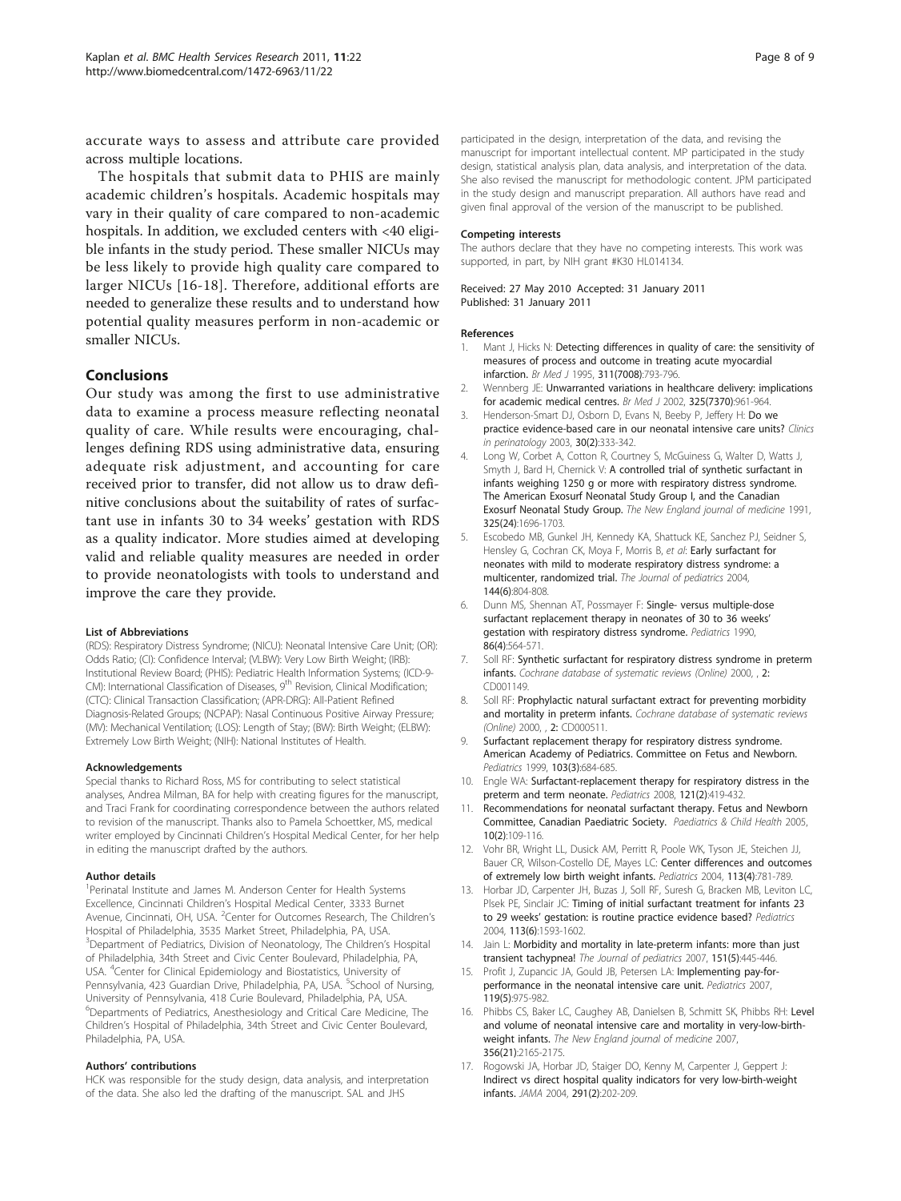accurate ways to assess and attribute care provided across multiple locations.

The hospitals that submit data to PHIS are mainly academic children's hospitals. Academic hospitals may vary in their quality of care compared to non-academic hospitals. In addition, we excluded centers with <40 eligible infants in the study period. These smaller NICUs may be less likely to provide high quality care compared to larger NICUs [16-18]. Therefore, additional efforts are needed to generalize these results and to understand how potential quality measures perform in non-academic or smaller NICUs.

## Conclusions

Our study was among the first to use administrative data to examine a process measure reflecting neonatal quality of care. While results were encouraging, challenges defining RDS using administrative data, ensuring adequate risk adjustment, and accounting for care received prior to transfer, did not allow us to draw definitive conclusions about the suitability of rates of surfactant use in infants 30 to 34 weeks' gestation with RDS as a quality indicator. More studies aimed at developing valid and reliable quality measures are needed in order to provide neonatologists with tools to understand and improve the care they provide.

#### List of Abbreviations

(RDS): Respiratory Distress Syndrome; (NICU): Neonatal Intensive Care Unit; (OR): Odds Ratio; (CI): Confidence Interval; (VLBW): Very Low Birth Weight; (IRB): Institutional Review Board; (PHIS): Pediatric Health Information Systems; (ICD-9-CM): International Classification of Diseases, 9th Revision, Clinical Modification; (CTC): Clinical Transaction Classification; (APR-DRG): All-Patient Refined Diagnosis-Related Groups; (NCPAP): Nasal Continuous Positive Airway Pressure; (MV): Mechanical Ventilation; (LOS): Length of Stay; (BW): Birth Weight; (ELBW): Extremely Low Birth Weight; (NIH): National Institutes of Health.

#### Acknowledgements

Special thanks to Richard Ross, MS for contributing to select statistical analyses, Andrea Milman, BA for help with creating figures for the manuscript, and Traci Frank for coordinating correspondence between the authors related to revision of the manuscript. Thanks also to Pamela Schoettker, MS, medical writer employed by Cincinnati Children's Hospital Medical Center, for her help in editing the manuscript drafted by the authors.

#### Author details

[1]Perinatal Institute and James M. Anderson Center for Health Systems Excellence, Cincinnati Children's Hospital Medical Center, 3333 Burnet Avenue, Cincinnati, OH, USA. [2]Center for Outcomes Research, The Children's Hospital of Philadelphia, 3535 Market Street, Philadelphia, PA, USA. [3]Department of Pediatrics, Division of Neonatology, The Children's Hospital of Philadelphia, 34th Street and Civic Center Boulevard, Philadelphia, PA, USA. [4]Center for Clinical Epidemiology and Biostatistics, University of Pennsylvania, 423 Guardian Drive, Philadelphia, PA, USA. [5]School of Nursing, University of Pennsylvania, 418 Curie Boulevard, Philadelphia, PA, USA. [6]Departments of Pediatrics, Anesthesiology and Critical Care Medicine, The Children's Hospital of Philadelphia, 34th Street and Civic Center Boulevard, Philadelphia, PA, USA.

#### Authors' contributions

HCK was responsible for the study design, data analysis, and interpretation of the data. She also led the drafting of the manuscript. SAL and JHS participated in the design, interpretation of the data, and revising the manuscript for important intellectual content. MP participated in the study design, statistical analysis plan, data analysis, and interpretation of the data. She also revised the manuscript for methodologic content. JPM participated in the study design and manuscript preparation. All authors have read and given final approval of the version of the manuscript to be published.

#### Competing interests

The authors declare that they have no competing interests. This work was supported, in part, by NIH grant #K30 HL014134.

Received: 27 May 2010 Accepted: 31 January 2011
Published: 31 January 2011

#### References

1. Mant J, Hicks N: Detecting differences in quality of care: the sensitivity of measures of process and outcome in treating acute myocardial infarction. *Br Med J* 1995, 311(7008):793-796.
2. Wennberg JE: Unwarranted variations in healthcare delivery: implications for academic medical centres. *Br Med J* 2002, 325(7370):961-964.
3. Henderson-Smart DJ, Osborn D, Evans N, Beeby P, Jeffery H: Do we practice evidence-based care in our neonatal intensive care units? *Clinics in perinatology* 2003, 30(2):333-342.
4. Long W, Corbet A, Cotton R, Courtney S, McGuiness G, Walter D, Watts J, Smyth J, Bard H, Chernick V: A controlled trial of synthetic surfactant in infants weighing 1250 g or more with respiratory distress syndrome. The American Exosurf Neonatal Study Group I, and the Canadian Exosurf Neonatal Study Group. *The New England journal of medicine* 1991, 325(24):1696-1703.
5. Escobedo MB, Gunkel JH, Kennedy KA, Shattuck KE, Sanchez PJ, Seidner S, Hensley G, Cochran CK, Moya F, Morris B, *et al*: Early surfactant for neonates with mild to moderate respiratory distress syndrome: a multicenter, randomized trial. *The Journal of pediatrics* 2004, 144(6):804-808.
6. Dunn MS, Shennan AT, Possmayer F: Single- versus multiple-dose surfactant replacement therapy in neonates of 30 to 36 weeks' gestation with respiratory distress syndrome. *Pediatrics* 1990, 86(4):564-571.
7. Soll RF: Synthetic surfactant for respiratory distress syndrome in preterm infants. *Cochrane database of systematic reviews (Online)* 2000, , 2: CD001149.
8. Soll RF: Prophylactic natural surfactant extract for preventing morbidity and mortality in preterm infants. *Cochrane database of systematic reviews (Online)* 2000, , 2: CD000511.
9. Surfactant replacement therapy for respiratory distress syndrome. American Academy of Pediatrics. Committee on Fetus and Newborn. *Pediatrics* 1999, 103(3):684-685.
10. Engle WA: Surfactant-replacement therapy for respiratory distress in the preterm and term neonate. *Pediatrics* 2008, 121(2):419-432.
11. Recommendations for neonatal surfactant therapy. Fetus and Newborn Committee, Canadian Paediatric Society. *Paediatrics & Child Health* 2005, 10(2):109-116.
12. Vohr BR, Wright LL, Dusick AM, Perritt R, Poole WK, Tyson JE, Steichen JJ, Bauer CR, Wilson-Costello DE, Mayes LC: Center differences and outcomes of extremely low birth weight infants. *Pediatrics* 2004, 113(4):781-789.
13. Horbar JD, Carpenter JH, Buzas J, Soll RF, Suresh G, Bracken MB, Leviton LC, Plsek PE, Sinclair JC: Timing of initial surfactant treatment for infants 23 to 29 weeks' gestation: is routine practice evidence based? *Pediatrics* 2004, 113(6):1593-1602.
14. Jain L: Morbidity and mortality in late-preterm infants: more than just transient tachypnea! *The Journal of pediatrics* 2007, 151(5):445-446.
15. Profit J, Zupancic JA, Gould JB, Petersen LA: Implementing pay-for-performance in the neonatal intensive care unit. *Pediatrics* 2007, 119(5):975-982.
16. Phibbs CS, Baker LC, Caughey AB, Danielsen B, Schmitt SK, Phibbs RH: Level and volume of neonatal intensive care and mortality in very-low-birth-weight infants. *The New England journal of medicine* 2007, 356(21):2165-2175.
17. Rogowski JA, Horbar JD, Staiger DO, Kenny M, Carpenter J, Geppert J: Indirect vs direct hospital quality indicators for very low-birth-weight infants. *JAMA* 2004, 291(2):202-209.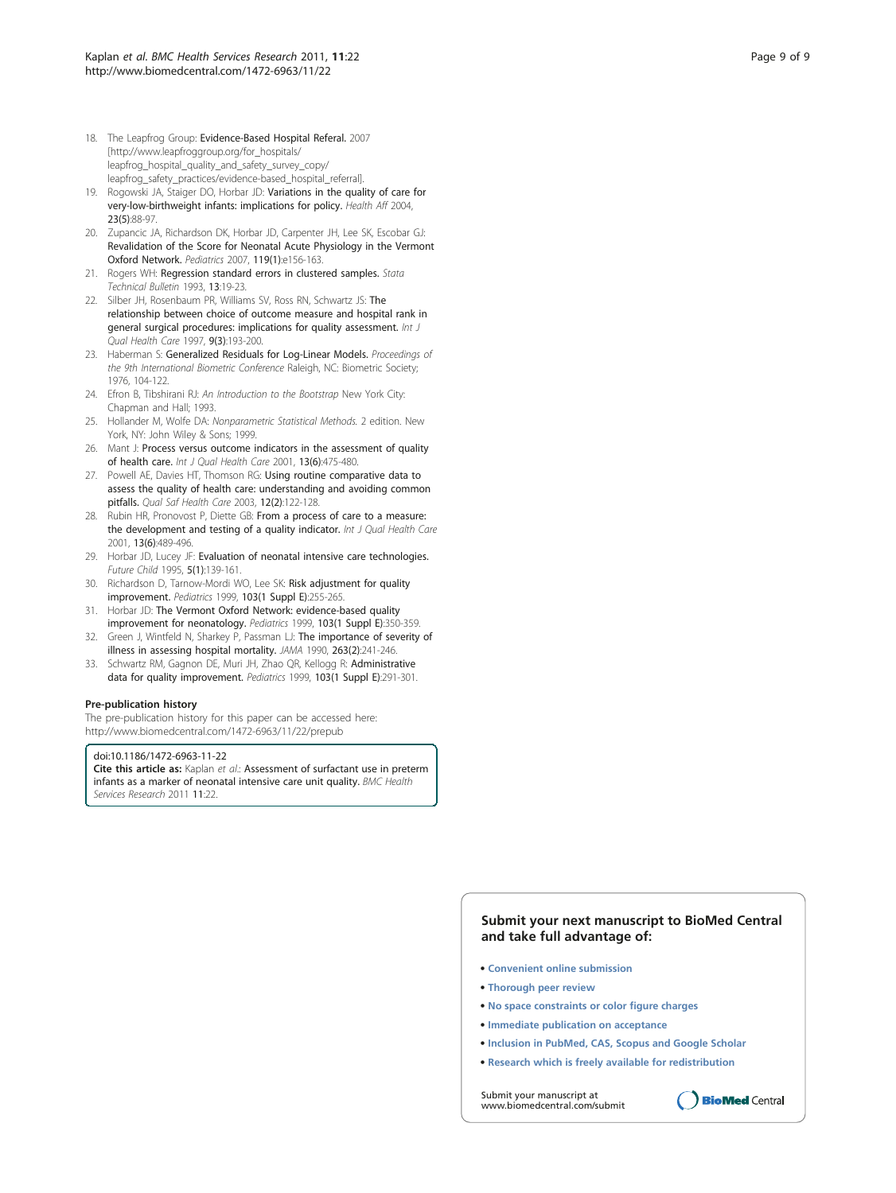18. The Leapfrog Group: **Evidence-Based Hospital Referal.** 2007 [http://www.leapfroggroup.org/for_hospitals/leapfrog_hospital_quality_and_safety_survey_copy/leapfrog_safety_practices/evidence-based_hospital_referral].
19. Rogowski JA, Staiger DO, Horbar JD: **Variations in the quality of care for very-low-birthweight infants: implications for policy.** *Health Aff* 2004, **23(5)**:88-97.
20. Zupancic JA, Richardson DK, Horbar JD, Carpenter JH, Lee SK, Escobar GJ: **Revalidation of the Score for Neonatal Acute Physiology in the Vermont Oxford Network.** *Pediatrics* 2007, **119(1)**:e156-163.
21. Rogers WH: **Regression standard errors in clustered samples.** *Stata Technical Bulletin* 1993, **13**:19-23.
22. Silber JH, Rosenbaum PR, Williams SV, Ross RN, Schwartz JS: **The relationship between choice of outcome measure and hospital rank in general surgical procedures: implications for quality assessment.** *Int J Qual Health Care* 1997, **9(3)**:193-200.
23. Haberman S: **Generalized Residuals for Log-Linear Models.** *Proceedings of the 9th International Biometric Conference* Raleigh, NC: Biometric Society; 1976, 104-122.
24. Efron B, Tibshirani RJ: *An Introduction to the Bootstrap* New York City: Chapman and Hall; 1993.
25. Hollander M, Wolfe DA: *Nonparametric Statistical Methods.* 2 edition. New York, NY: John Wiley & Sons; 1999.
26. Mant J: **Process versus outcome indicators in the assessment of quality of health care.** *Int J Qual Health Care* 2001, **13(6)**:475-480.
27. Powell AE, Davies HT, Thomson RG: **Using routine comparative data to assess the quality of health care: understanding and avoiding common pitfalls.** *Qual Saf Health Care* 2003, **12(2)**:122-128.
28. Rubin HR, Pronovost P, Diette GB: **From a process of care to a measure: the development and testing of a quality indicator.** *Int J Qual Health Care* 2001, **13(6)**:489-496.
29. Horbar JD, Lucey JF: **Evaluation of neonatal intensive care technologies.** *Future Child* 1995, **5(1)**:139-161.
30. Richardson D, Tarnow-Mordi WO, Lee SK: **Risk adjustment for quality improvement.** *Pediatrics* 1999, **103(1 Suppl E)**:255-265.
31. Horbar JD: **The Vermont Oxford Network: evidence-based quality improvement for neonatology.** *Pediatrics* 1999, **103(1 Suppl E)**:350-359.
32. Green J, Wintfeld N, Sharkey P, Passman LJ: **The importance of severity of illness in assessing hospital mortality.** *JAMA* 1990, **263(2)**:241-246.
33. Schwartz RM, Gagnon DE, Muri JH, Zhao QR, Kellogg R: **Administrative data for quality improvement.** *Pediatrics* 1999, **103(1 Suppl E)**:291-301.

#### Pre-publication history

The pre-publication history for this paper can be accessed here:
http://www.biomedcentral.com/1472-6963/11/22/prepub

doi:10.1186/1472-6963-11-22
**Cite this article as:** Kaplan *et al.*: Assessment of surfactant use in preterm infants as a marker of neonatal intensive care unit quality. *BMC Health Services Research* 2011 **11**:22.

**Submit your next manuscript to BioMed Central and take full advantage of:**

- Convenient online submission
- Thorough peer review
- No space constraints or color figure charges
- Immediate publication on acceptance
- Inclusion in PubMed, CAS, Scopus and Google Scholar
- Research which is freely available for redistribution

Submit your manuscript at
www.biomedcentral.com/submit

BioMed Central